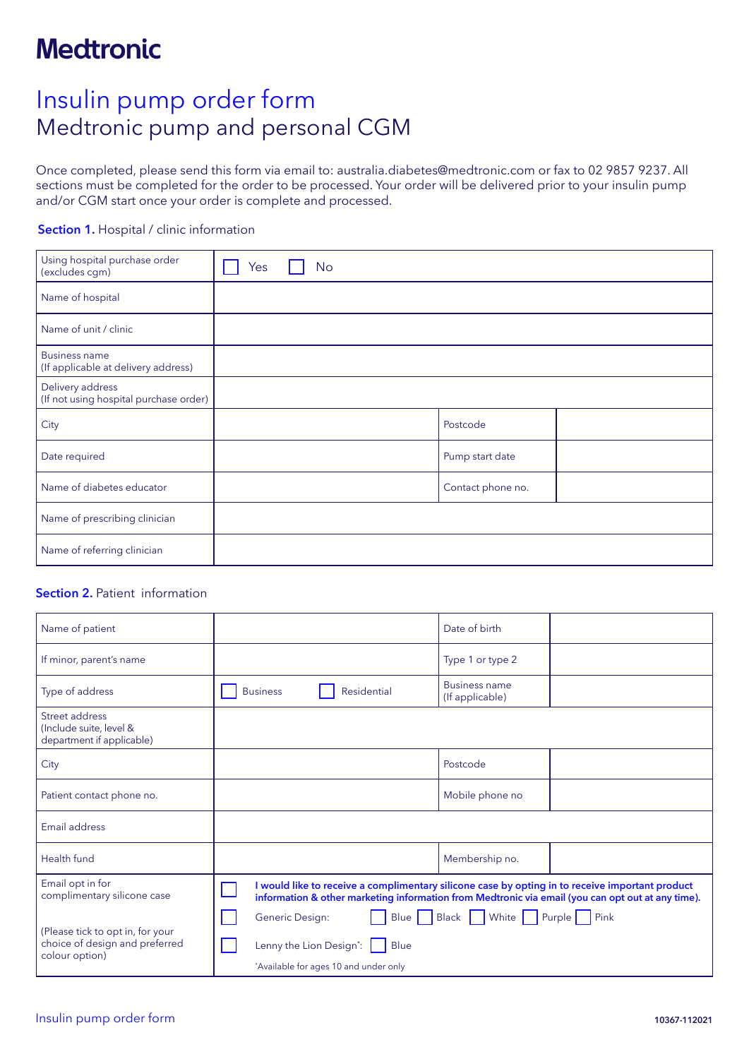# Medtronic

# Insulin pump order form

## Medtronic pump and personal CGM

Once completed, please send this form via email to: australia.diabetes@medtronic.com or fax to 02 9857 9237. All sections must be completed for the order to be processed. Your order will be delivered prior to your insulin pump and/or CGM start once your order is complete and processed.

**Section 1.** Hospital / clinic information

| | | | |
|---|---|---|---|
| Using hospital purchase order (excludes cgm) | ☐ Yes ☐ No | | |
| Name of hospital | | | |
| Name of unit / clinic | | | |
| Business name (If applicable at delivery address) | | | |
| Delivery address (If not using hospital purchase order) | | | |
| City | | Postcode | |
| Date required | | Pump start date | |
| Name of diabetes educator | | Contact phone no. | |
| Name of prescribing clinician | | | |
| Name of referring clinician | | | |

**Section 2.** Patient information

| | | | |
|---|---|---|---|
| Name of patient | | Date of birth | |
| If minor, parent's name | | Type 1 or type 2 | |
| Type of address | ☐ Business ☐ Residential | Business name (If applicable) | |
| Street address (Include suite, level & department if applicable) | | | |
| City | | Postcode | |
| Patient contact phone no. | | Mobile phone no | |
| Email address | | | |
| Health fund | | Membership no. | |
| Email opt in for complimentary silicone case<br><br>(Please tick to opt in, for your choice of design and preferred colour option) | ☐ **I would like to receive a complimentary silicone case by opting in to receive important product information & other marketing information from Medtronic via email (you can opt out at any time).**<br>☐ Generic Design: ☐ Blue ☐ Black ☐ White ☐ Purple ☐ Pink<br>☐ Lenny the Lion Design*: ☐ Blue<br>*Available for ages 10 and under only | | |

10367-112021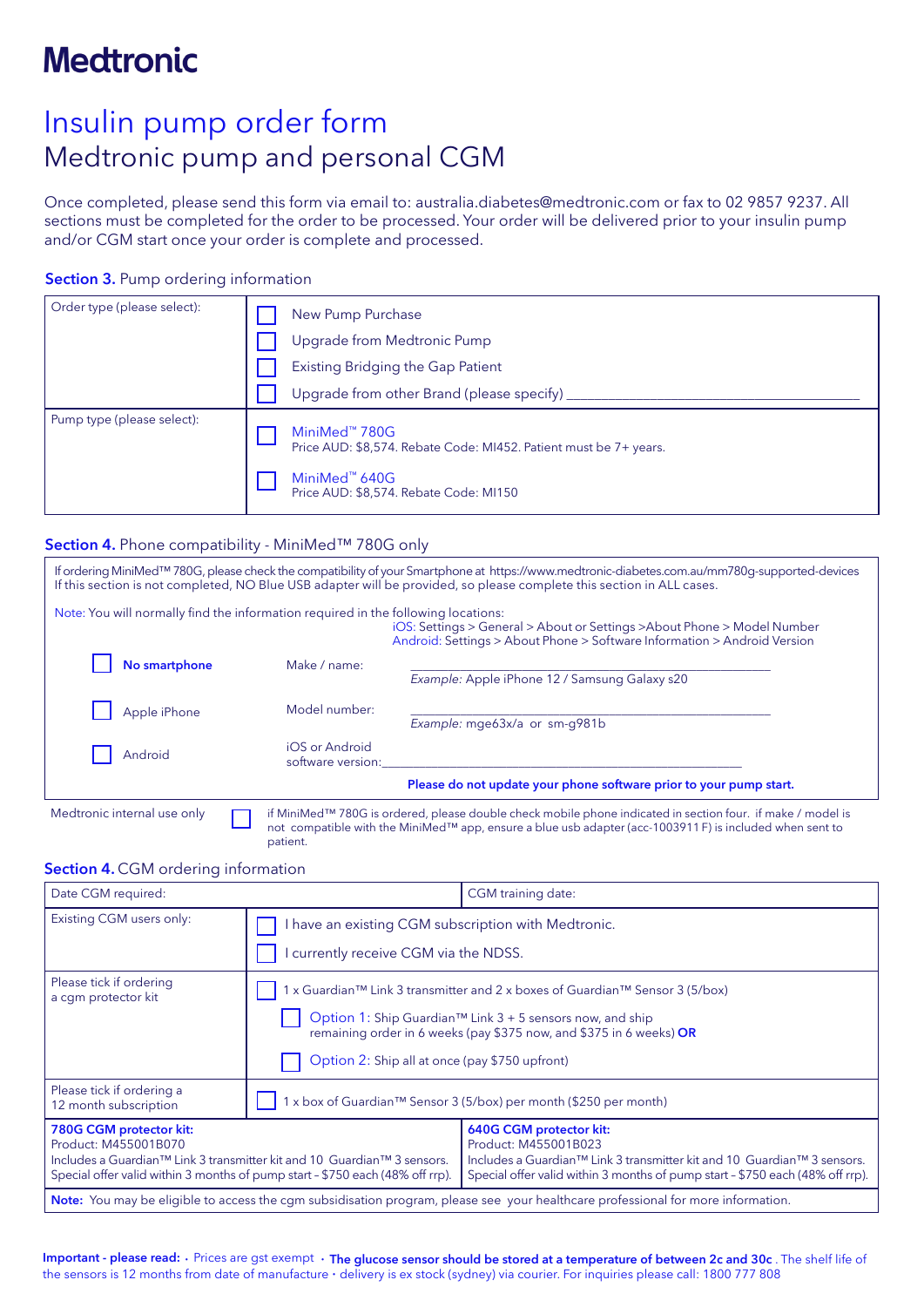# Medtronic

# Insulin pump order form

## Medtronic pump and personal CGM

Once completed, please send this form via email to: australia.diabetes@medtronic.com or fax to 02 9857 9237. All sections must be completed for the order to be processed. Your order will be delivered prior to your insulin pump and/or CGM start once your order is complete and processed.

### Section 3. Pump ordering information

| | |
|---|---|
| Order type (please select): | ☐ New Pump Purchase<br>☐ Upgrade from Medtronic Pump<br>☐ Existing Bridging the Gap Patient<br>☐ Upgrade from other Brand (please specify) ____________________ |
| Pump type (please select): | ☐ MiniMed™ 780G<br>Price AUD: $8,574. Rebate Code: MI452. Patient must be 7+ years.<br><br>☐ MiniMed™ 640G<br>Price AUD: $8,574. Rebate Code: MI150 |

### Section 4. Phone compatibility - MiniMed™ 780G only

If ordering MiniMed™ 780G, please check the compatibility of your Smartphone at https://www.medtronic-diabetes.com.au/mm780g-supported-devices If this section is not completed, NO Blue USB adapter will be provided, so please complete this section in ALL cases.

Note: You will normally find the information required in the following locations:
iOS: Settings > General > About or Settings >About Phone > Model Number
Android: Settings > About Phone > Software Information > Android Version

| | | |
|---|---|---|
| ☐ **No smartphone** | Make / name: | ____________________<br>*Example:* Apple iPhone 12 / Samsung Galaxy s20 |
| ☐ Apple iPhone | Model number: | ____________________<br>*Example:* mge63x/a or sm-g981b |
| ☐ Android | iOS or Android software version: | ____________________ |

**Please do not update your phone software prior to your pump start.**

Medtronic internal use only ☐ if MiniMed™ 780G is ordered, please double check mobile phone indicated in section four. if make / model is not compatible with the MiniMed™ app, ensure a blue usb adapter (acc-1003911 F) is included when sent to patient.

### Section 4. CGM ordering information

| | |
|---|---|
| Date CGM required: | CGM training date: |
| Existing CGM users only: | ☐ I have an existing CGM subscription with Medtronic.<br>☐ I currently receive CGM via the NDSS. |
| Please tick if ordering a cgm protector kit | ☐ 1 x Guardian™ Link 3 transmitter and 2 x boxes of Guardian™ Sensor 3 (5/box)<br>☐ Option 1: Ship Guardian™ Link 3 + 5 sensors now, and ship remaining order in 6 weeks (pay $375 now, and $375 in 6 weeks) **OR**<br>☐ Option 2: Ship all at once (pay $750 upfront) |
| Please tick if ordering a 12 month subscription | ☐ 1 x box of Guardian™ Sensor 3 (5/box) per month ($250 per month) |
| **780G CGM protector kit:**<br>Product: M455001B070<br>Includes a Guardian™ Link 3 transmitter kit and 10 Guardian™ 3 sensors.<br>Special offer valid within 3 months of pump start – $750 each (48% off rrp). | **640G CGM protector kit:**<br>Product: M455001B023<br>Includes a Guardian™ Link 3 transmitter kit and 10 Guardian™ 3 sensors.<br>Special offer valid within 3 months of pump start – $750 each (48% off rrp). |

**Note:** You may be eligible to access the cgm subsidisation program, please see your healthcare professional for more information.

**Important - please read:** • Prices are gst exempt • **The glucose sensor should be stored at a temperature of between 2c and 30c**. The shelf life of the sensors is 12 months from date of manufacture • delivery is ex stock (sydney) via courier. For inquiries please call: 1800 777 808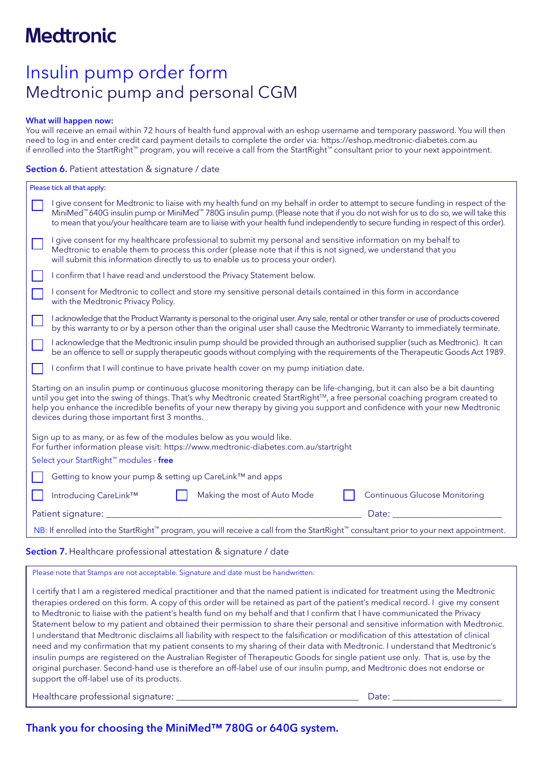# Medtronic

# Insulin pump order form

## Medtronic pump and personal CGM

**What will happen now:**
You will receive an email within 72 hours of health fund approval with an eshop username and temporary password. You will then need to log in and enter credit card payment details to complete the order via: https://eshop.medtronic-diabetes.com.au
if enrolled into the StartRight™ program, you will receive a call from the StartRight™ consultant prior to your next appointment.

### **Section 6.** Patient attestation & signature / date

Please tick all that apply:

- ☐ I give consent for Medtronic to liaise with my health fund on my behalf in order to attempt to secure funding in respect of the MiniMed™ 640G insulin pump or MiniMed™ 780G insulin pump. (Please note that if you do not wish for us to do so, we will take this to mean that you/your healthcare team are to liaise with your health fund independently to secure funding in respect of this order).
- ☐ I give consent for my healthcare professional to submit my personal and sensitive information on my behalf to Medtronic to enable them to process this order (please note that if this is not signed, we understand that you will submit this information directly to us to enable us to process your order).
- ☐ I confirm that I have read and understood the Privacy Statement below.
- ☐ I consent for Medtronic to collect and store my sensitive personal details contained in this form in accordance with the Medtronic Privacy Policy.
- ☐ I acknowledge that the Product Warranty is personal to the original user. Any sale, rental or other transfer or use of products covered by this warranty to or by a person other than the original user shall cause the Medtronic Warranty to immediately terminate.
- ☐ I acknowledge that the Medtronic insulin pump should be provided through an authorised supplier (such as Medtronic). It can be an offence to sell or supply therapeutic goods without complying with the requirements of the Therapeutic Goods Act 1989.
- ☐ I confirm that I will continue to have private health cover on my pump initiation date.

Starting on an insulin pump or continuous glucose monitoring therapy can be life-changing, but it can also be a bit daunting until you get into the swing of things. That's why Medtronic created StartRight™, a free personal coaching program created to help you enhance the incredible benefits of your new therapy by giving you support and confidence with your new Medtronic devices during those important first 3 months.

Sign up to as many, or as few of the modules below as you would like.
For further information please visit: https://www.medtronic-diabetes.com.au/startright

Select your StartRight™ modules - **free**

- ☐ Getting to know your pump & setting up CareLink™ and apps
- ☐ Introducing CareLink™
- ☐ Making the most of Auto Mode
- ☐ Continuous Glucose Monitoring

Patient signature: ______________________ Date: ______________

NB: If enrolled into the StartRight™ program, you will receive a call from the StartRight™ consultant prior to your next appointment.

### **Section 7.** Healthcare professional attestation & signature / date

Please note that Stamps are not acceptable. Signature and date must be handwritten:

I certify that I am a registered medical practitioner and that the named patient is indicated for treatment using the Medtronic therapies ordered on this form. A copy of this order will be retained as part of the patient's medical record. I give my consent to Medtronic to liaise with the patient's health fund on my behalf and that I confirm that I have communicated the Privacy Statement below to my patient and obtained their permission to share their personal and sensitive information with Medtronic. I understand that Medtronic disclaims all liability with respect to the falsification or modification of this attestation of clinical need and my confirmation that my patient consents to my sharing of their data with Medtronic. I understand that Medtronic's insulin pumps are registered on the Australian Register of Therapeutic Goods for single patient use only. That is, use by the original purchaser. Second-hand use is therefore an off-label use of our insulin pump, and Medtronic does not endorse or support the off-label use of its products.

Healthcare professional signature: ______________________ Date: ______________

**Thank you for choosing the MiniMed™ 780G or 640G system.**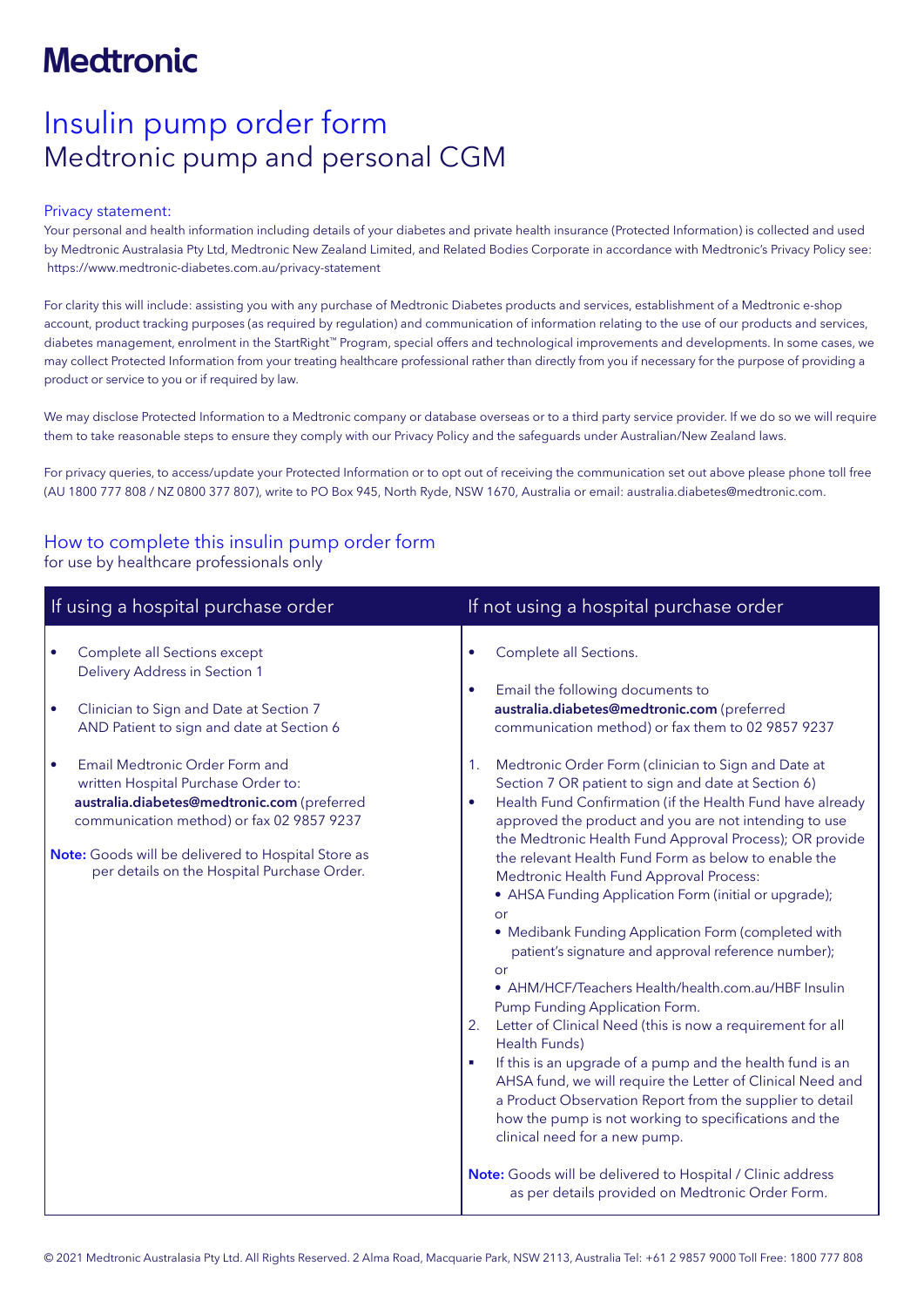# Medtronic

# Insulin pump order form

## Medtronic pump and personal CGM

### Privacy statement:

Your personal and health information including details of your diabetes and private health insurance (Protected Information) is collected and used by Medtronic Australasia Pty Ltd, Medtronic New Zealand Limited, and Related Bodies Corporate in accordance with Medtronic's Privacy Policy see: https://www.medtronic-diabetes.com.au/privacy-statement

For clarity this will include: assisting you with any purchase of Medtronic Diabetes products and services, establishment of a Medtronic e-shop account, product tracking purposes (as required by regulation) and communication of information relating to the use of our products and services, diabetes management, enrolment in the StartRight™ Program, special offers and technological improvements and developments. In some cases, we may collect Protected Information from your treating healthcare professional rather than directly from you if necessary for the purpose of providing a product or service to you or if required by law.

We may disclose Protected Information to a Medtronic company or database overseas or to a third party service provider. If we do so we will require them to take reasonable steps to ensure they comply with our Privacy Policy and the safeguards under Australian/New Zealand laws.

For privacy queries, to access/update your Protected Information or to opt out of receiving the communication set out above please phone toll free (AU 1800 777 808 / NZ 0800 377 807), write to PO Box 945, North Ryde, NSW 1670, Australia or email: australia.diabetes@medtronic.com.

## How to complete this insulin pump order form

for use by healthcare professionals only

### If using a hospital purchase order

- Complete all Sections except Delivery Address in Section 1
- Clinician to Sign and Date at Section 7 AND Patient to sign and date at Section 6
- Email Medtronic Order Form and written Hospital Purchase Order to: **australia.diabetes@medtronic.com** (preferred communication method) or fax 02 9857 9237

**Note:** Goods will be delivered to Hospital Store as per details on the Hospital Purchase Order.

### If not using a hospital purchase order

- Complete all Sections.
- Email the following documents to **australia.diabetes@medtronic.com** (preferred communication method) or fax them to 02 9857 9237

1. Medtronic Order Form (clinician to Sign and Date at Section 7 OR patient to sign and date at Section 6)

- Health Fund Confirmation (if the Health Fund have already approved the product and you are not intending to use the Medtronic Health Fund Approval Process); OR provide the relevant Health Fund Form as below to enable the Medtronic Health Fund Approval Process:
  - AHSA Funding Application Form (initial or upgrade);
  
  or
  - Medibank Funding Application Form (completed with patient's signature and approval reference number);
  
  or
  - AHM/HCF/Teachers Health/health.com.au/HBF Insulin Pump Funding Application Form.

2. Letter of Clinical Need (this is now a requirement for all Health Funds)

- If this is an upgrade of a pump and the health fund is an AHSA fund, we will require the Letter of Clinical Need and a Product Observation Report from the supplier to detail how the pump is not working to specifications and the clinical need for a new pump.

**Note:** Goods will be delivered to Hospital / Clinic address as per details provided on Medtronic Order Form.

© 2021 Medtronic Australasia Pty Ltd. All Rights Reserved. 2 Alma Road, Macquarie Park, NSW 2113, Australia Tel: +61 2 9857 9000 Toll Free: 1800 777 808